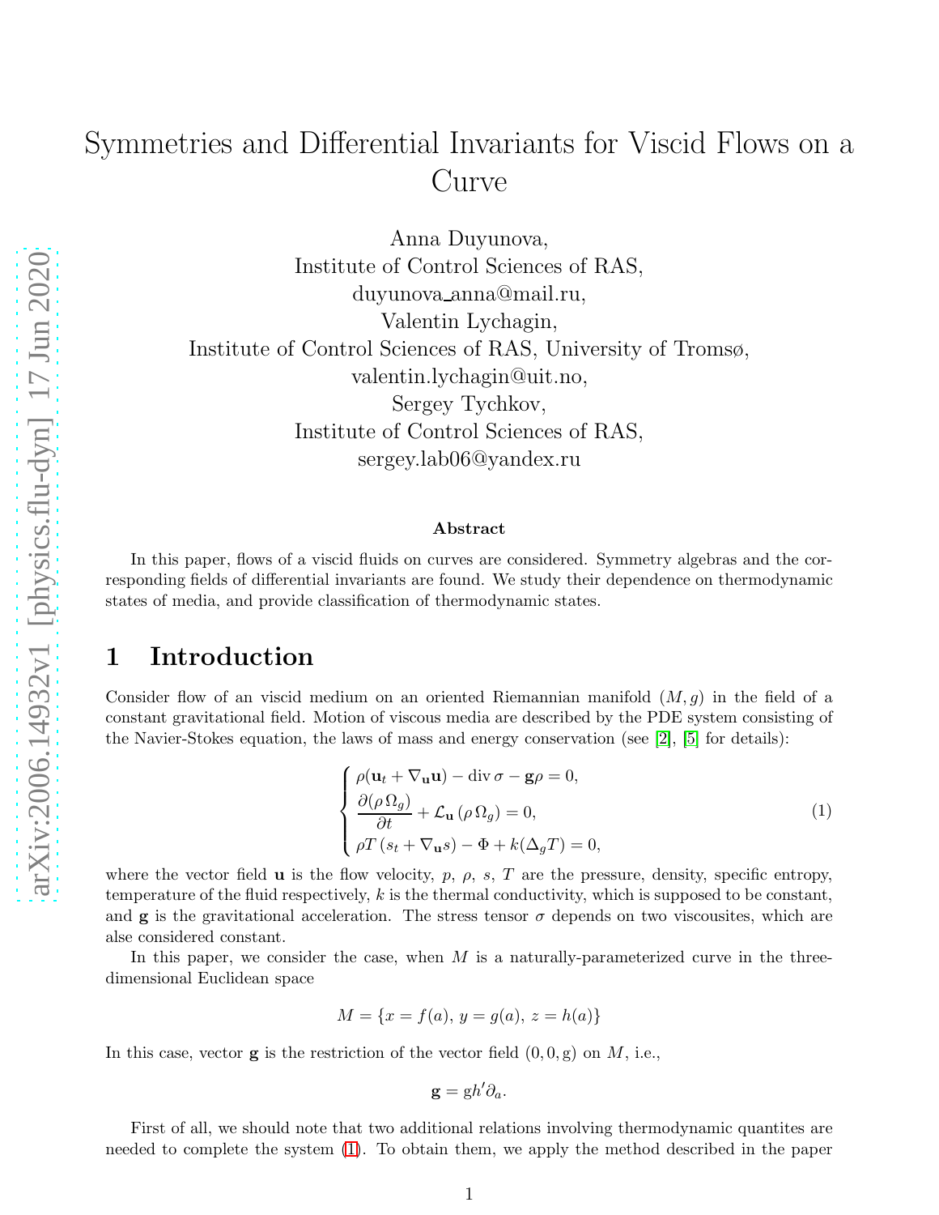# Symmetries and Differential Invariants for Viscid Flows on a Curve

Anna Duyunova,
Institute of Control Sciences of RAS,
duyunova_anna@mail.ru,
Valentin Lychagin,
Institute of Control Sciences of RAS, University of Tromsø,
valentin.lychagin@uit.no,
Sergey Tychkov,
Institute of Control Sciences of RAS,
sergey.lab06@yandex.ru

**Abstract**

In this paper, flows of a viscid fluids on curves are considered. Symmetry algebras and the corresponding fields of differential invariants are found. We study their dependence on thermodynamic states of media, and provide classification of thermodynamic states.

## 1 Introduction

Consider flow of an viscid medium on an oriented Riemannian manifold $(M, g)$ in the field of a constant gravitational field. Motion of viscous media are described by the PDE system consisting of the Navier-Stokes equation, the laws of mass and energy conservation (see [2], [5] for details):

$$
\begin{cases}
\rho(\mathbf{u}_t + \nabla_{\mathbf{u}}\mathbf{u}) - \operatorname{div}\sigma - \mathbf{g}\rho = 0, \\
\dfrac{\partial(\rho\,\Omega_g)}{\partial t} + \mathcal{L}_{\mathbf{u}}\left(\rho\,\Omega_g\right) = 0, \\
\rho T\left(s_t + \nabla_{\mathbf{u}} s\right) - \Phi + k(\Delta_g T) = 0,
\end{cases}
\tag{1}
$$

where the vector field $\mathbf{u}$ is the flow velocity, $p$, $\rho$, $s$, $T$ are the pressure, density, specific entropy, temperature of the fluid respectively, $k$ is the thermal conductivity, which is supposed to be constant, and $\mathbf{g}$ is the gravitational acceleration. The stress tensor $\sigma$ depends on two viscousites, which are alse considered constant.

In this paper, we consider the case, when $M$ is a naturally-parameterized curve in the three-dimensional Euclidean space

$$
M = \{x = f(a),\, y = g(a),\, z = h(a)\}
$$

In this case, vector $\mathbf{g}$ is the restriction of the vector field $(0, 0, \mathrm{g})$ on $M$, i.e.,

$$
\mathbf{g} = \mathrm{g}h'\partial_a.
$$

First of all, we should note that two additional relations involving thermodynamic quantites are needed to complete the system (1). To obtain them, we apply the method described in the paper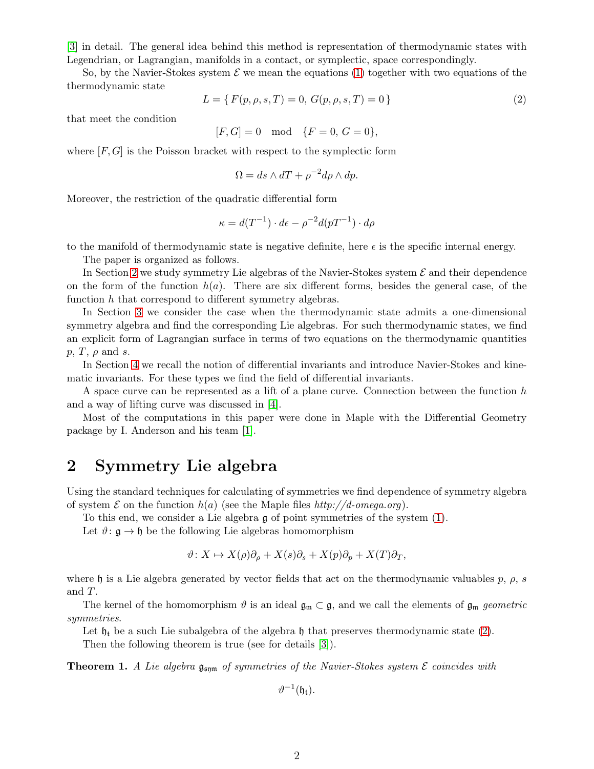[3] in detail. The general idea behind this method is representation of thermodynamic states with Legendrian, or Lagrangian, manifolds in a contact, or symplectic, space correspondingly.

So, by the Navier-Stokes system $\mathcal{E}$ we mean the equations (1) together with two equations of the thermodynamic state

$$L = \{\, F(p,\rho,s,T) = 0,\; G(p,\rho,s,T) = 0 \,\} \tag{2}$$

that meet the condition

$$[F,G] = 0 \mod \{F=0,\, G=0\},$$

where $[F,G]$ is the Poisson bracket with respect to the symplectic form

$$\Omega = ds \wedge dT + \rho^{-2} d\rho \wedge dp.$$

Moreover, the restriction of the quadratic differential form

$$\kappa = d(T^{-1}) \cdot d\epsilon - \rho^{-2} d(pT^{-1}) \cdot d\rho$$

to the manifold of thermodynamic state is negative definite, here $\epsilon$ is the specific internal energy.

The paper is organized as follows.

In Section 2 we study symmetry Lie algebras of the Navier-Stokes system $\mathcal{E}$ and their dependence on the form of the function $h(a)$. There are six different forms, besides the general case, of the function $h$ that correspond to different symmetry algebras.

In Section 3 we consider the case when the thermodynamic state admits a one-dimensional symmetry algebra and find the corresponding Lie algebras. For such thermodynamic states, we find an explicit form of Lagrangian surface in terms of two equations on the thermodynamic quantities $p$, $T$, $\rho$ and $s$.

In Section 4 we recall the notion of differential invariants and introduce Navier-Stokes and kinematic invariants. For these types we find the field of differential invariants.

A space curve can be represented as a lift of a plane curve. Connection between the function $h$ and a way of lifting curve was discussed in [4].

Most of the computations in this paper were done in Maple with the Differential Geometry package by I. Anderson and his team [1].

# 2 Symmetry Lie algebra

Using the standard techniques for calculating of symmetries we find dependence of symmetry algebra of system $\mathcal{E}$ on the function $h(a)$ (see the Maple files *http://d-omega.org*).

To this end, we consider a Lie algebra $\mathfrak{g}$ of point symmetries of the system (1).

Let $\vartheta\colon \mathfrak{g} \to \mathfrak{h}$ be the following Lie algebras homomorphism

$$\vartheta\colon X \mapsto X(\rho)\partial_\rho + X(s)\partial_s + X(p)\partial_p + X(T)\partial_T,$$

where $\mathfrak{h}$ is a Lie algebra generated by vector fields that act on the thermodynamic valuables $p$, $\rho$, $s$ and $T$.

The kernel of the homomorphism $\vartheta$ is an ideal $\mathfrak{g}_\mathfrak{m} \subset \mathfrak{g}$, and we call the elements of $\mathfrak{g}_\mathfrak{m}$ *geometric symmetries*.

Let $\mathfrak{h}_\mathfrak{t}$ be a such Lie subalgebra of the algebra $\mathfrak{h}$ that preserves thermodynamic state (2).

Then the following theorem is true (see for details [3]).

**Theorem 1.** *A Lie algebra $\mathfrak{g}_{\mathfrak{sym}}$ of symmetries of the Navier-Stokes system $\mathcal{E}$ coincides with*

$$\vartheta^{-1}(\mathfrak{h}_\mathfrak{t}).$$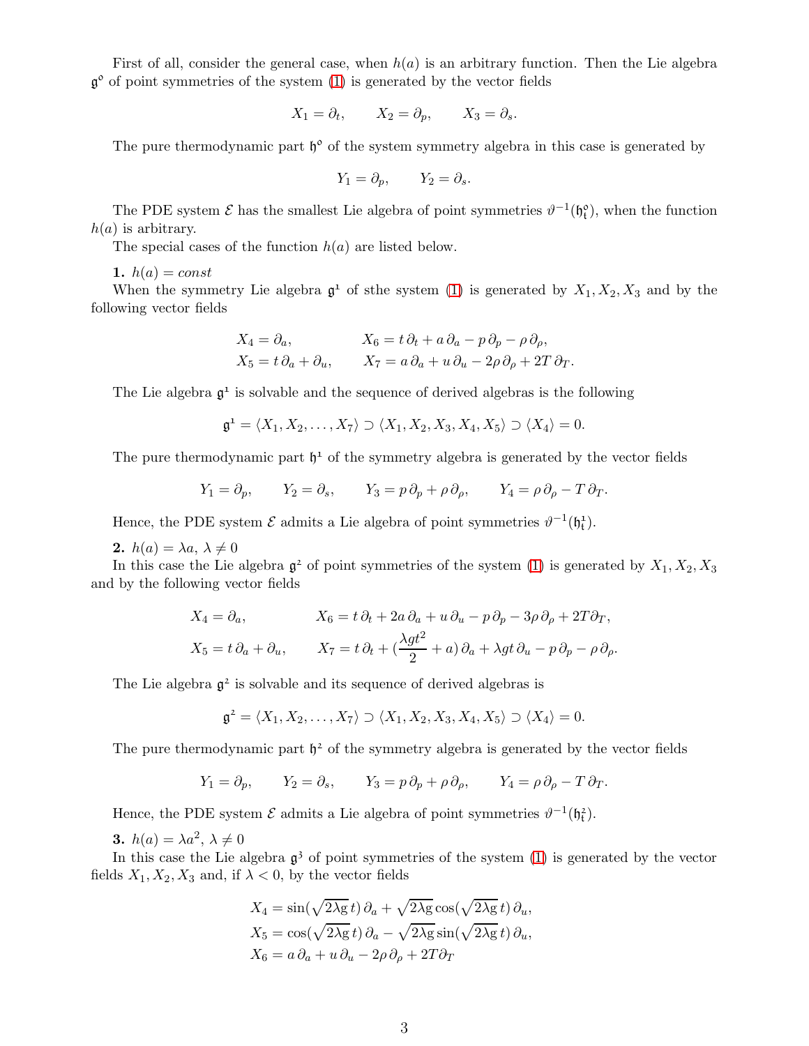First of all, consider the general case, when $h(a)$ is an arbitrary function. Then the Lie algebra $\mathfrak{g}^{\circ}$ of point symmetries of the system (1) is generated by the vector fields

$$X_1 = \partial_t, \qquad X_2 = \partial_p, \qquad X_3 = \partial_s.$$

The pure thermodynamic part $\mathfrak{h}^{\circ}$ of the system symmetry algebra in this case is generated by

$$Y_1 = \partial_p, \qquad Y_2 = \partial_s.$$

The PDE system $\mathcal{E}$ has the smallest Lie algebra of point symmetries $\vartheta^{-1}(\mathfrak{h}^{\circ}_{\mathfrak{t}})$, when the function $h(a)$ is arbitrary.

The special cases of the function $h(a)$ are listed below.

**1.** $h(a) = const$

When the symmetry Lie algebra $\mathfrak{g}^{1}$ of sthe system (1) is generated by $X_1, X_2, X_3$ and by the following vector fields

$$\begin{aligned} X_4 &= \partial_a, & X_6 &= t\,\partial_t + a\,\partial_a - p\,\partial_p - \rho\,\partial_\rho, \\ X_5 &= t\,\partial_a + \partial_u, & X_7 &= a\,\partial_a + u\,\partial_u - 2\rho\,\partial_\rho + 2T\,\partial_T. \end{aligned}$$

The Lie algebra $\mathfrak{g}^{1}$ is solvable and the sequence of derived algebras is the following

$$\mathfrak{g}^{1} = \langle X_1, X_2, \ldots, X_7 \rangle \supset \langle X_1, X_2, X_3, X_4, X_5 \rangle \supset \langle X_4 \rangle = 0.$$

The pure thermodynamic part $\mathfrak{h}^{1}$ of the symmetry algebra is generated by the vector fields

$$Y_1 = \partial_p, \qquad Y_2 = \partial_s, \qquad Y_3 = p\,\partial_p + \rho\,\partial_\rho, \qquad Y_4 = \rho\,\partial_\rho - T\,\partial_T.$$

Hence, the PDE system $\mathcal{E}$ admits a Lie algebra of point symmetries $\vartheta^{-1}(\mathfrak{h}^{1}_{\mathfrak{t}})$.

**2.** $h(a) = \lambda a$, $\lambda \neq 0$

In this case the Lie algebra $\mathfrak{g}^{2}$ of point symmetries of the system (1) is generated by $X_1, X_2, X_3$ and by the following vector fields

$$\begin{aligned} X_4 &= \partial_a, & X_6 &= t\,\partial_t + 2a\,\partial_a + u\,\partial_u - p\,\partial_p - 3\rho\,\partial_\rho + 2T\partial_T, \\ X_5 &= t\,\partial_a + \partial_u, & X_7 &= t\,\partial_t + \left(\frac{\lambda g t^2}{2} + a\right)\partial_a + \lambda g t\,\partial_u - p\,\partial_p - \rho\,\partial_\rho. \end{aligned}$$

The Lie algebra $\mathfrak{g}^{2}$ is solvable and its sequence of derived algebras is

$$\mathfrak{g}^{2} = \langle X_1, X_2, \ldots, X_7 \rangle \supset \langle X_1, X_2, X_3, X_4, X_5 \rangle \supset \langle X_4 \rangle = 0.$$

The pure thermodynamic part $\mathfrak{h}^{2}$ of the symmetry algebra is generated by the vector fields

$$Y_1 = \partial_p, \qquad Y_2 = \partial_s, \qquad Y_3 = p\,\partial_p + \rho\,\partial_\rho, \qquad Y_4 = \rho\,\partial_\rho - T\,\partial_T.$$

Hence, the PDE system $\mathcal{E}$ admits a Lie algebra of point symmetries $\vartheta^{-1}(\mathfrak{h}^{2}_{\mathfrak{t}})$.

**3.** $h(a) = \lambda a^2$, $\lambda \neq 0$

In this case the Lie algebra $\mathfrak{g}^{3}$ of point symmetries of the system (1) is generated by the vector fields $X_1, X_2, X_3$ and, if $\lambda < 0$, by the vector fields

$$\begin{aligned} X_4 &= \sin(\sqrt{2\lambda g}\,t)\,\partial_a + \sqrt{2\lambda g}\cos(\sqrt{2\lambda g}\,t)\,\partial_u, \\ X_5 &= \cos(\sqrt{2\lambda g}\,t)\,\partial_a - \sqrt{2\lambda g}\sin(\sqrt{2\lambda g}\,t)\,\partial_u, \\ X_6 &= a\,\partial_a + u\,\partial_u - 2\rho\,\partial_\rho + 2T\partial_T \end{aligned}$$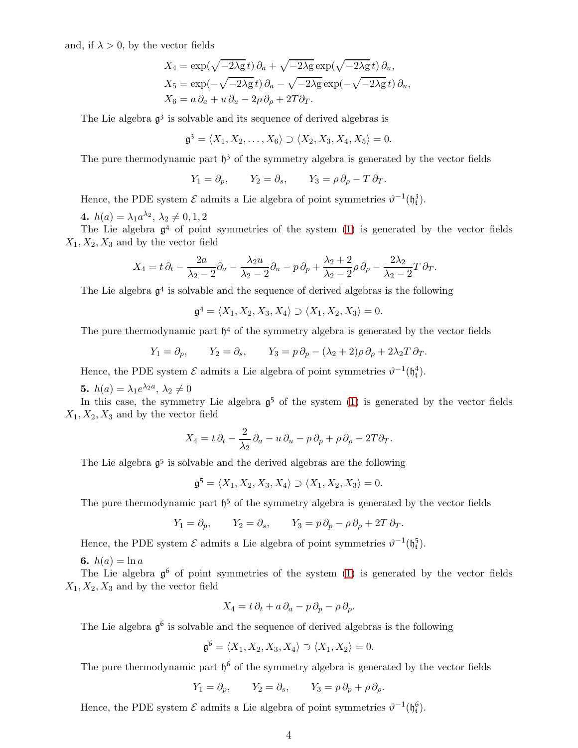and, if $\lambda > 0$, by the vector fields

$$X_4 = \exp(\sqrt{-2\lambda \mathrm{g}}\, t)\, \partial_a + \sqrt{-2\lambda \mathrm{g}} \exp(\sqrt{-2\lambda \mathrm{g}}\, t)\, \partial_u,$$
$$X_5 = \exp(-\sqrt{-2\lambda \mathrm{g}}\, t)\, \partial_a - \sqrt{-2\lambda \mathrm{g}} \exp(-\sqrt{-2\lambda \mathrm{g}}\, t)\, \partial_u,$$
$$X_6 = a\, \partial_a + u\, \partial_u - 2\rho\, \partial_\rho + 2T \partial_T.$$

The Lie algebra $\mathfrak{g}^3$ is solvable and its sequence of derived algebras is

$$\mathfrak{g}^3 = \langle X_1, X_2, \ldots, X_6 \rangle \supset \langle X_2, X_3, X_4, X_5 \rangle = 0.$$

The pure thermodynamic part $\mathfrak{h}^3$ of the symmetry algebra is generated by the vector fields

$$Y_1 = \partial_p, \qquad Y_2 = \partial_s, \qquad Y_3 = \rho\, \partial_\rho - T\, \partial_T.$$

Hence, the PDE system $\mathcal{E}$ admits a Lie algebra of point symmetries $\vartheta^{-1}(\mathfrak{h}^3_{\mathfrak{t}})$.

**4.** $h(a) = \lambda_1 a^{\lambda_2}$, $\lambda_2 \neq 0, 1, 2$

The Lie algebra $\mathfrak{g}^4$ of point symmetries of the system (1) is generated by the vector fields $X_1, X_2, X_3$ and by the vector field

$$X_4 = t\, \partial_t - \frac{2a}{\lambda_2 - 2} \partial_a - \frac{\lambda_2 u}{\lambda_2 - 2} \partial_u - p\, \partial_p + \frac{\lambda_2 + 2}{\lambda_2 - 2} \rho\, \partial_\rho - \frac{2\lambda_2}{\lambda_2 - 2} T\, \partial_T.$$

The Lie algebra $\mathfrak{g}^4$ is solvable and the sequence of derived algebras is the following

$$\mathfrak{g}^4 = \langle X_1, X_2, X_3, X_4 \rangle \supset \langle X_1, X_2, X_3 \rangle = 0.$$

The pure thermodynamic part $\mathfrak{h}^4$ of the symmetry algebra is generated by the vector fields

$$Y_1 = \partial_p, \qquad Y_2 = \partial_s, \qquad Y_3 = p\, \partial_p - (\lambda_2 + 2)\rho\, \partial_\rho + 2\lambda_2 T\, \partial_T.$$

Hence, the PDE system $\mathcal{E}$ admits a Lie algebra of point symmetries $\vartheta^{-1}(\mathfrak{h}^4_{\mathfrak{t}})$.

**5.** $h(a) = \lambda_1 e^{\lambda_2 a}$, $\lambda_2 \neq 0$

In this case, the symmetry Lie algebra $\mathfrak{g}^5$ of the system (1) is generated by the vector fields $X_1, X_2, X_3$ and by the vector field

$$X_4 = t\, \partial_t - \frac{2}{\lambda_2}\, \partial_a - u\, \partial_u - p\, \partial_p + \rho\, \partial_\rho - 2T \partial_T.$$

The Lie algebra $\mathfrak{g}^5$ is solvable and the derived algebras are the following

$$\mathfrak{g}^5 = \langle X_1, X_2, X_3, X_4 \rangle \supset \langle X_1, X_2, X_3 \rangle = 0.$$

The pure thermodynamic part $\mathfrak{h}^5$ of the symmetry algebra is generated by the vector fields

$$Y_1 = \partial_p, \qquad Y_2 = \partial_s, \qquad Y_3 = p\, \partial_p - \rho\, \partial_\rho + 2T\, \partial_T.$$

Hence, the PDE system $\mathcal{E}$ admits a Lie algebra of point symmetries $\vartheta^{-1}(\mathfrak{h}^5_{\mathfrak{t}})$.

**6.** $h(a) = \ln a$

The Lie algebra $\mathfrak{g}^6$ of point symmetries of the system (1) is generated by the vector fields $X_1, X_2, X_3$ and by the vector field

$$X_4 = t\, \partial_t + a\, \partial_a - p\, \partial_p - \rho\, \partial_\rho.$$

The Lie algebra $\mathfrak{g}^6$ is solvable and the sequence of derived algebras is the following

$$\mathfrak{g}^6 = \langle X_1, X_2, X_3, X_4 \rangle \supset \langle X_1, X_2 \rangle = 0.$$

The pure thermodynamic part $\mathfrak{h}^6$ of the symmetry algebra is generated by the vector fields

$$Y_1 = \partial_p, \qquad Y_2 = \partial_s, \qquad Y_3 = p\, \partial_p + \rho\, \partial_\rho.$$

Hence, the PDE system $\mathcal{E}$ admits a Lie algebra of point symmetries $\vartheta^{-1}(\mathfrak{h}^6_{\mathfrak{t}})$.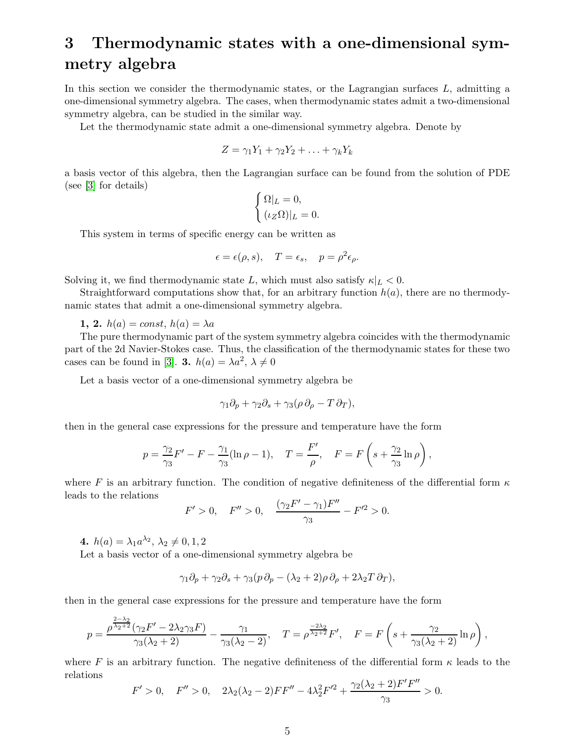# 3 Thermodynamic states with a one-dimensional symmetry algebra

In this section we consider the thermodynamic states, or the Lagrangian surfaces $L$, admitting a one-dimensional symmetry algebra. The cases, when thermodynamic states admit a two-dimensional symmetry algebra, can be studied in the similar way.

Let the thermodynamic state admit a one-dimensional symmetry algebra. Denote by

$$Z = \gamma_1 Y_1 + \gamma_2 Y_2 + \ldots + \gamma_k Y_k$$

a basis vector of this algebra, then the Lagrangian surface can be found from the solution of PDE (see [3] for details)

$$\begin{cases} \Omega|_L = 0, \\ (\iota_Z \Omega)|_L = 0. \end{cases}$$

This system in terms of specific energy can be written as

$$\epsilon = \epsilon(\rho, s), \quad T = \epsilon_s, \quad p = \rho^2 \epsilon_\rho.$$

Solving it, we find thermodynamic state $L$, which must also satisfy $\kappa|_L < 0$.

Straightforward computations show that, for an arbitrary function $h(a)$, there are no thermodynamic states that admit a one-dimensional symmetry algebra.

**1, 2.** $h(a) = const$, $h(a) = \lambda a$

The pure thermodynamic part of the system symmetry algebra coincides with the thermodynamic part of the 2d Navier-Stokes case. Thus, the classification of the thermodynamic states for these two cases can be found in [3].

**3.** $h(a) = \lambda a^2$, $\lambda \neq 0$

Let a basis vector of a one-dimensional symmetry algebra be

$$\gamma_1 \partial_p + \gamma_2 \partial_s + \gamma_3 (\rho\, \partial_\rho - T\, \partial_T),$$

then in the general case expressions for the pressure and temperature have the form

$$p = \frac{\gamma_2}{\gamma_3} F' - F - \frac{\gamma_1}{\gamma_3}(\ln \rho - 1), \quad T = \frac{F'}{\rho}, \quad F = F\left(s + \frac{\gamma_2}{\gamma_3} \ln \rho\right),$$

where $F$ is an arbitrary function. The condition of negative definiteness of the differential form $\kappa$ leads to the relations

$$F' > 0, \quad F'' > 0, \quad \frac{(\gamma_2 F' - \gamma_1) F''}{\gamma_3} - F'^2 > 0.$$

**4.** $h(a) = \lambda_1 a^{\lambda_2}$, $\lambda_2 \neq 0, 1, 2$

Let a basis vector of a one-dimensional symmetry algebra be

$$\gamma_1 \partial_p + \gamma_2 \partial_s + \gamma_3 (p\, \partial_p - (\lambda_2 + 2)\rho\, \partial_\rho + 2\lambda_2 T\, \partial_T),$$

then in the general case expressions for the pressure and temperature have the form

$$p = \frac{\rho^{\frac{2-\lambda_2}{\lambda_2+2}} (\gamma_2 F' - 2\lambda_2 \gamma_3 F)}{\gamma_3(\lambda_2 + 2)} - \frac{\gamma_1}{\gamma_3(\lambda_2 - 2)}, \quad T = \rho^{\frac{-2\lambda_2}{\lambda_2+2}} F', \quad F = F\left(s + \frac{\gamma_2}{\gamma_3(\lambda_2 + 2)} \ln \rho\right),$$

where $F$ is an arbitrary function. The negative definiteness of the differential form $\kappa$ leads to the relations

$$F' > 0, \quad F'' > 0, \quad 2\lambda_2(\lambda_2 - 2) F F'' - 4\lambda_2^2 F'^2 + \frac{\gamma_2(\lambda_2 + 2) F' F''}{\gamma_3} > 0.$$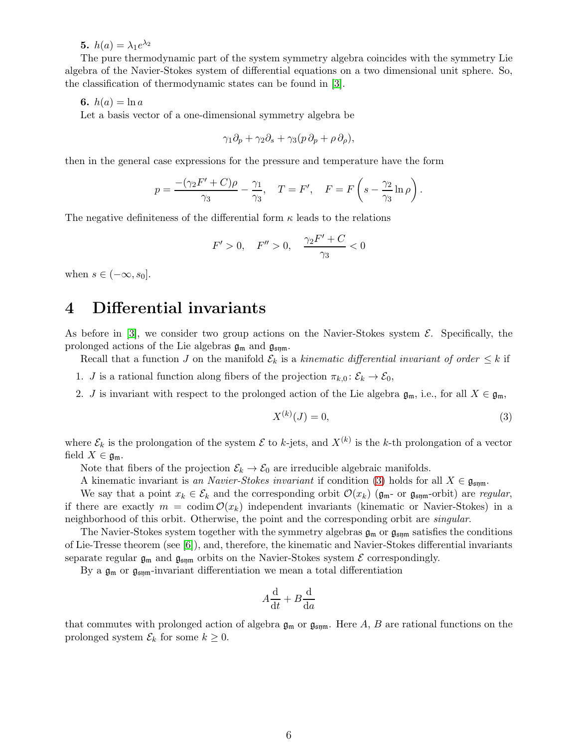**5.** $h(a) = \lambda_1 e^{\lambda_2}$

The pure thermodynamic part of the system symmetry algebra coincides with the symmetry Lie algebra of the Navier-Stokes system of differential equations on a two dimensional unit sphere. So, the classification of thermodynamic states can be found in [3].

**6.** $h(a) = \ln a$

Let a basis vector of a one-dimensional symmetry algebra be

$$\gamma_1 \partial_p + \gamma_2 \partial_s + \gamma_3 (p\, \partial_p + \rho\, \partial_\rho),$$

then in the general case expressions for the pressure and temperature have the form

$$p = \frac{-(\gamma_2 F' + C)\rho}{\gamma_3} - \frac{\gamma_1}{\gamma_3}, \quad T = F', \quad F = F\left(s - \frac{\gamma_2}{\gamma_3} \ln \rho\right).$$

The negative definiteness of the differential form $\kappa$ leads to the relations

$$F' > 0, \quad F'' > 0, \quad \frac{\gamma_2 F' + C}{\gamma_3} < 0$$

when $s \in (-\infty, s_0]$.

# 4 Differential invariants

As before in [3], we consider two group actions on the Navier-Stokes system $\mathcal{E}$. Specifically, the prolonged actions of the Lie algebras $\mathfrak{g}_\mathfrak{m}$ and $\mathfrak{g}_{\mathfrak{s}\mathfrak{y}\mathfrak{m}}$.

Recall that a function $J$ on the manifold $\mathcal{E}_k$ is a *kinematic differential invariant of order* $\leq k$ if

1. $J$ is a rational function along fibers of the projection $\pi_{k,0} \colon \mathcal{E}_k \to \mathcal{E}_0$,
2. $J$ is invariant with respect to the prolonged action of the Lie algebra $\mathfrak{g}_\mathfrak{m}$, i.e., for all $X \in \mathfrak{g}_\mathfrak{m}$,

$$X^{(k)}(J) = 0, \tag{3}$$

where $\mathcal{E}_k$ is the prolongation of the system $\mathcal{E}$ to $k$-jets, and $X^{(k)}$ is the $k$-th prolongation of a vector field $X \in \mathfrak{g}_\mathfrak{m}$.

Note that fibers of the projection $\mathcal{E}_k \to \mathcal{E}_0$ are irreducible algebraic manifolds.

A kinematic invariant is *an Navier-Stokes invariant* if condition (3) holds for all $X \in \mathfrak{g}_{\mathfrak{s}\mathfrak{y}\mathfrak{m}}$.

We say that a point $x_k \in \mathcal{E}_k$ and the corresponding orbit $\mathcal{O}(x_k)$ ($\mathfrak{g}_\mathfrak{m}$- or $\mathfrak{g}_{\mathfrak{s}\mathfrak{y}\mathfrak{m}}$-orbit) are *regular*, if there are exactly $m = \operatorname{codim} \mathcal{O}(x_k)$ independent invariants (kinematic or Navier-Stokes) in a neighborhood of this orbit. Otherwise, the point and the corresponding orbit are *singular*.

The Navier-Stokes system together with the symmetry algebras $\mathfrak{g}_\mathfrak{m}$ or $\mathfrak{g}_{\mathfrak{s}\mathfrak{y}\mathfrak{m}}$ satisfies the conditions of Lie-Tresse theorem (see [6]), and, therefore, the kinematic and Navier-Stokes differential invariants separate regular $\mathfrak{g}_\mathfrak{m}$ and $\mathfrak{g}_{\mathfrak{s}\mathfrak{y}\mathfrak{m}}$ orbits on the Navier-Stokes system $\mathcal{E}$ correspondingly.

By a $\mathfrak{g}_\mathfrak{m}$ or $\mathfrak{g}_{\mathfrak{s}\mathfrak{y}\mathfrak{m}}$-invariant differentiation we mean a total differentiation

$$A\frac{\mathrm{d}}{\mathrm{d}t} + B\frac{\mathrm{d}}{\mathrm{d}a}$$

that commutes with prolonged action of algebra $\mathfrak{g}_\mathfrak{m}$ or $\mathfrak{g}_{\mathfrak{s}\mathfrak{y}\mathfrak{m}}$. Here $A$, $B$ are rational functions on the prolonged system $\mathcal{E}_k$ for some $k \geq 0$.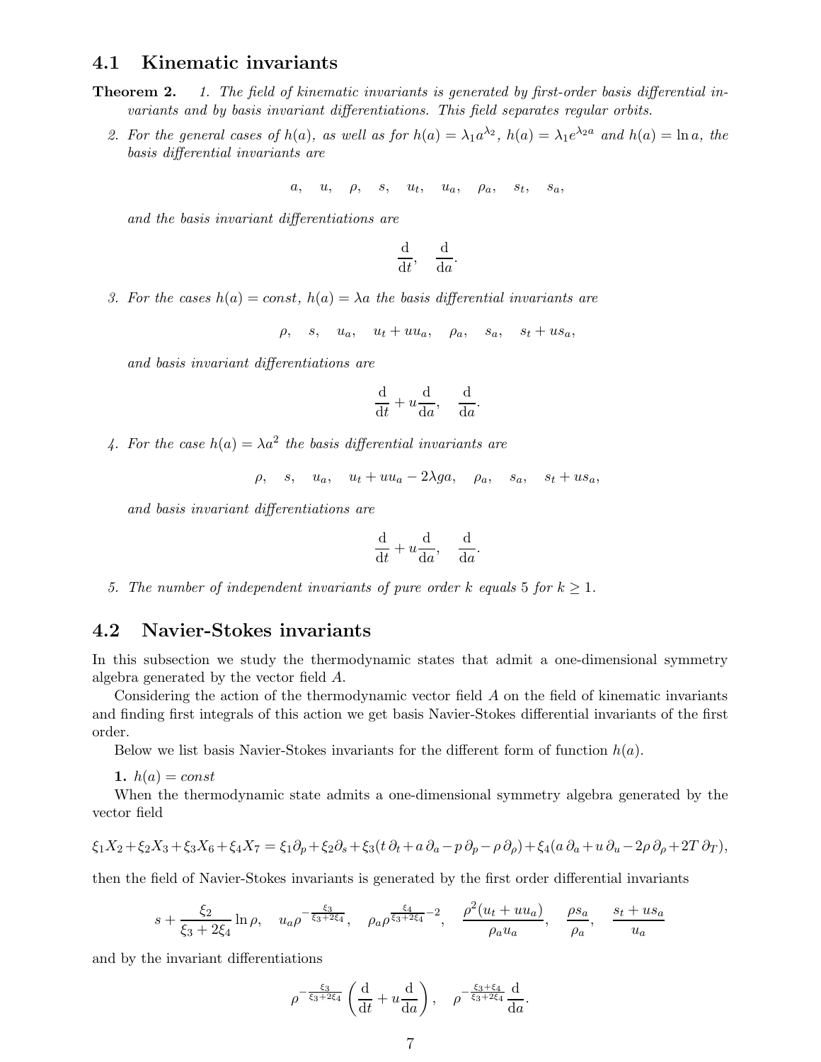## 4.1 Kinematic invariants

**Theorem 2.** *1. The field of kinematic invariants is generated by first-order basis differential invariants and by basis invariant differentiations. This field separates regular orbits.*

*2. For the general cases of $h(a)$, as well as for $h(a) = \lambda_1 a^{\lambda_2}$, $h(a) = \lambda_1 e^{\lambda_2 a}$ and $h(a) = \ln a$, the basis differential invariants are*

$$a, \quad u, \quad \rho, \quad s, \quad u_t, \quad u_a, \quad \rho_a, \quad s_t, \quad s_a,$$

*and the basis invariant differentiations are*

$$\frac{\mathrm{d}}{\mathrm{d}t}, \quad \frac{\mathrm{d}}{\mathrm{d}a}.$$

*3. For the cases $h(a) = const$, $h(a) = \lambda a$ the basis differential invariants are*

$$\rho, \quad s, \quad u_a, \quad u_t + uu_a, \quad \rho_a, \quad s_a, \quad s_t + us_a,$$

*and basis invariant differentiations are*

$$\frac{\mathrm{d}}{\mathrm{d}t} + u\frac{\mathrm{d}}{\mathrm{d}a}, \quad \frac{\mathrm{d}}{\mathrm{d}a}.$$

*4. For the case $h(a) = \lambda a^2$ the basis differential invariants are*

$$\rho, \quad s, \quad u_a, \quad u_t + uu_a - 2\lambda g a, \quad \rho_a, \quad s_a, \quad s_t + us_a,$$

*and basis invariant differentiations are*

$$\frac{\mathrm{d}}{\mathrm{d}t} + u\frac{\mathrm{d}}{\mathrm{d}a}, \quad \frac{\mathrm{d}}{\mathrm{d}a}.$$

*5. The number of independent invariants of pure order $k$ equals 5 for $k \geq 1$.*

## 4.2 Navier-Stokes invariants

In this subsection we study the thermodynamic states that admit a one-dimensional symmetry algebra generated by the vector field $A$.

Considering the action of the thermodynamic vector field $A$ on the field of kinematic invariants and finding first integrals of this action we get basis Navier-Stokes differential invariants of the first order.

Below we list basis Navier-Stokes invariants for the different form of function $h(a)$.

**1.** $h(a) = const$

When the thermodynamic state admits a one-dimensional symmetry algebra generated by the vector field

$$\xi_1 X_2 + \xi_2 X_3 + \xi_3 X_6 + \xi_4 X_7 = \xi_1 \partial_p + \xi_2 \partial_s + \xi_3 (t\,\partial_t + a\,\partial_a - p\,\partial_p - \rho\,\partial_\rho) + \xi_4 (a\,\partial_a + u\,\partial_u - 2\rho\,\partial_\rho + 2T\,\partial_T),$$

then the field of Navier-Stokes invariants is generated by the first order differential invariants

$$s + \frac{\xi_2}{\xi_3 + 2\xi_4}\ln\rho, \quad u_a \rho^{-\frac{\xi_3}{\xi_3 + 2\xi_4}}, \quad \rho_a \rho^{\frac{\xi_4}{\xi_3 + 2\xi_4} - 2}, \quad \frac{\rho^2(u_t + uu_a)}{\rho_a u_a}, \quad \frac{\rho s_a}{\rho_a}, \quad \frac{s_t + us_a}{u_a}$$

and by the invariant differentiations

$$\rho^{-\frac{\xi_3}{\xi_3 + 2\xi_4}} \left( \frac{\mathrm{d}}{\mathrm{d}t} + u\frac{\mathrm{d}}{\mathrm{d}a} \right), \quad \rho^{-\frac{\xi_3 + \xi_4}{\xi_3 + 2\xi_4}} \frac{\mathrm{d}}{\mathrm{d}a}.$$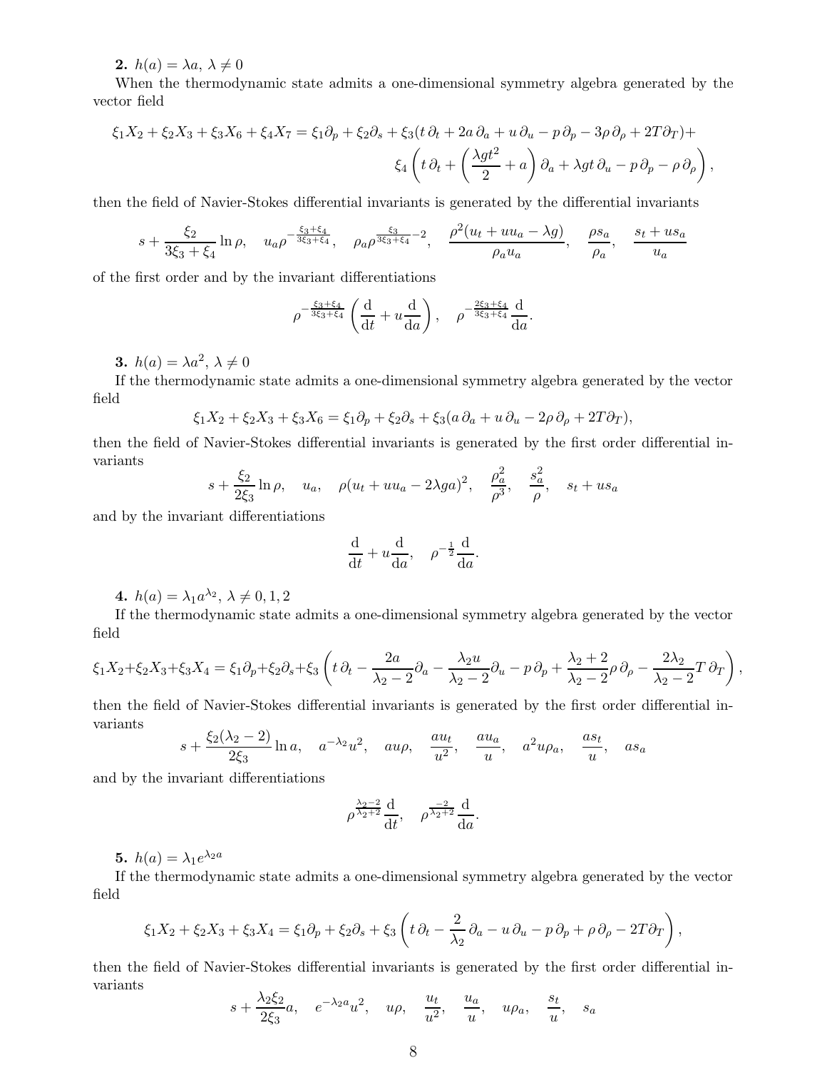**2.** $h(a) = \lambda a$, $\lambda \neq 0$

When the thermodynamic state admits a one-dimensional symmetry algebra generated by the vector field

$$\xi_1 X_2 + \xi_2 X_3 + \xi_3 X_6 + \xi_4 X_7 = \xi_1 \partial_p + \xi_2 \partial_s + \xi_3 (t\,\partial_t + 2a\,\partial_a + u\,\partial_u - p\,\partial_p - 3\rho\,\partial_\rho + 2T\partial_T) + \xi_4 \left( t\,\partial_t + \left( \frac{\lambda g t^2}{2} + a \right) \partial_a + \lambda g t\,\partial_u - p\,\partial_p - \rho\,\partial_\rho \right),$$

then the field of Navier-Stokes differential invariants is generated by the differential invariants

$$s + \frac{\xi_2}{3\xi_3 + \xi_4} \ln \rho, \quad u_a \rho^{-\frac{\xi_3+\xi_4}{3\xi_3+\xi_4}}, \quad \rho_a \rho^{\frac{\xi_3}{3\xi_3+\xi_4} - 2}, \quad \frac{\rho^2 (u_t + u u_a - \lambda g)}{\rho_a u_a}, \quad \frac{\rho s_a}{\rho_a}, \quad \frac{s_t + u s_a}{u_a}$$

of the first order and by the invariant differentiations

$$\rho^{-\frac{\xi_3+\xi_4}{3\xi_3+\xi_4}} \left( \frac{\mathrm{d}}{\mathrm{d}t} + u \frac{\mathrm{d}}{\mathrm{d}a} \right), \quad \rho^{-\frac{2\xi_3+\xi_4}{3\xi_3+\xi_4}} \frac{\mathrm{d}}{\mathrm{d}a}.$$

**3.** $h(a) = \lambda a^2$, $\lambda \neq 0$

If the thermodynamic state admits a one-dimensional symmetry algebra generated by the vector field

$$\xi_1 X_2 + \xi_2 X_3 + \xi_3 X_6 = \xi_1 \partial_p + \xi_2 \partial_s + \xi_3 (a\,\partial_a + u\,\partial_u - 2\rho\,\partial_\rho + 2T\partial_T),$$

then the field of Navier-Stokes differential invariants is generated by the first order differential invariants

$$s + \frac{\xi_2}{2\xi_3} \ln \rho, \quad u_a, \quad \rho (u_t + u u_a - 2\lambda g a)^2, \quad \frac{\rho_a^2}{\rho^3}, \quad \frac{s_a^2}{\rho}, \quad s_t + u s_a$$

and by the invariant differentiations

$$\frac{\mathrm{d}}{\mathrm{d}t} + u \frac{\mathrm{d}}{\mathrm{d}a}, \quad \rho^{-\frac{1}{2}} \frac{\mathrm{d}}{\mathrm{d}a}.$$

**4.** $h(a) = \lambda_1 a^{\lambda_2}$, $\lambda \neq 0, 1, 2$

If the thermodynamic state admits a one-dimensional symmetry algebra generated by the vector field

$$\xi_1 X_2 + \xi_2 X_3 + \xi_3 X_4 = \xi_1 \partial_p + \xi_2 \partial_s + \xi_3 \left( t\,\partial_t - \frac{2a}{\lambda_2 - 2} \partial_a - \frac{\lambda_2 u}{\lambda_2 - 2} \partial_u - p\,\partial_p + \frac{\lambda_2 + 2}{\lambda_2 - 2} \rho\,\partial_\rho - \frac{2\lambda_2}{\lambda_2 - 2} T\,\partial_T \right),$$

then the field of Navier-Stokes differential invariants is generated by the first order differential invariants

$$s + \frac{\xi_2 (\lambda_2 - 2)}{2\xi_3} \ln a, \quad a^{-\lambda_2} u^2, \quad a u \rho, \quad \frac{a u_t}{u^2}, \quad \frac{a u_a}{u}, \quad a^2 u \rho_a, \quad \frac{a s_t}{u}, \quad a s_a$$

and by the invariant differentiations

$$\rho^{\frac{\lambda_2 - 2}{\lambda_2 + 2}} \frac{\mathrm{d}}{\mathrm{d}t}, \quad \rho^{\frac{-2}{\lambda_2 + 2}} \frac{\mathrm{d}}{\mathrm{d}a}.$$

**5.** $h(a) = \lambda_1 e^{\lambda_2 a}$

If the thermodynamic state admits a one-dimensional symmetry algebra generated by the vector field

$$\xi_1 X_2 + \xi_2 X_3 + \xi_3 X_4 = \xi_1 \partial_p + \xi_2 \partial_s + \xi_3 \left( t\,\partial_t - \frac{2}{\lambda_2}\,\partial_a - u\,\partial_u - p\,\partial_p + \rho\,\partial_\rho - 2T\partial_T \right),$$

then the field of Navier-Stokes differential invariants is generated by the first order differential invariants

$$s + \frac{\lambda_2 \xi_2}{2\xi_3} a, \quad e^{-\lambda_2 a} u^2, \quad u\rho, \quad \frac{u_t}{u^2}, \quad \frac{u_a}{u}, \quad u\rho_a, \quad \frac{s_t}{u}, \quad s_a$$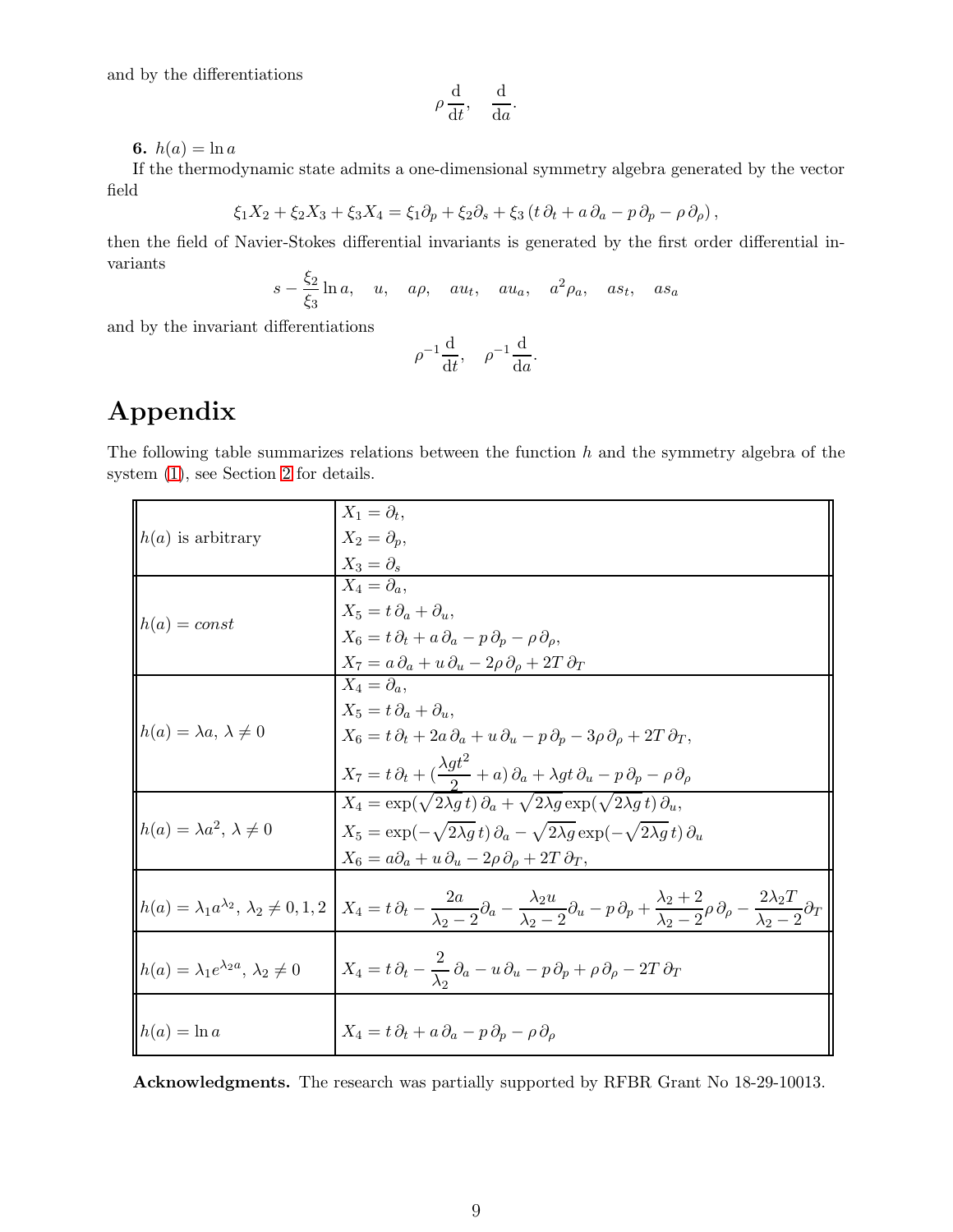and by the differentiations

$$\rho \frac{\mathrm{d}}{\mathrm{d}t}, \quad \frac{\mathrm{d}}{\mathrm{d}a}.$$

**6.** $h(a) = \ln a$

If the thermodynamic state admits a one-dimensional symmetry algebra generated by the vector field

$$\xi_1 X_2 + \xi_2 X_3 + \xi_3 X_4 = \xi_1 \partial_p + \xi_2 \partial_s + \xi_3 \left( t\,\partial_t + a\,\partial_a - p\,\partial_p - \rho\,\partial_\rho \right),$$

then the field of Navier-Stokes differential invariants is generated by the first order differential invariants

$$s - \frac{\xi_2}{\xi_3} \ln a, \quad u, \quad a\rho, \quad a u_t, \quad a u_a, \quad a^2 \rho_a, \quad a s_t, \quad a s_a$$

and by the invariant differentiations

$$\rho^{-1} \frac{\mathrm{d}}{\mathrm{d}t}, \quad \rho^{-1} \frac{\mathrm{d}}{\mathrm{d}a}.$$

# Appendix

The following table summarizes relations between the function $h$ and the symmetry algebra of the system (1), see Section 2 for details.

| | |
|---|---|
| $h(a)$ is arbitrary | $X_1 = \partial_t$, <br> $X_2 = \partial_p$, <br> $X_3 = \partial_s$ |
| $h(a) = const$ | $X_4 = \partial_a$, <br> $X_5 = t\,\partial_a + \partial_u$, <br> $X_6 = t\,\partial_t + a\,\partial_a - p\,\partial_p - \rho\,\partial_\rho$, <br> $X_7 = a\,\partial_a + u\,\partial_u - 2\rho\,\partial_\rho + 2T\,\partial_T$ |
| $h(a) = \lambda a$, $\lambda \neq 0$ | $X_4 = \partial_a$, <br> $X_5 = t\,\partial_a + \partial_u$, <br> $X_6 = t\,\partial_t + 2a\,\partial_a + u\,\partial_u - p\,\partial_p - 3\rho\,\partial_\rho + 2T\,\partial_T$, <br> $X_7 = t\,\partial_t + (\frac{\lambda g t^2}{2} + a)\,\partial_a + \lambda g t\,\partial_u - p\,\partial_p - \rho\,\partial_\rho$ |
| $h(a) = \lambda a^2$, $\lambda \neq 0$ | $X_4 = \exp(\sqrt{2\lambda g}\,t)\,\partial_a + \sqrt{2\lambda g}\exp(\sqrt{2\lambda g}\,t)\,\partial_u$, <br> $X_5 = \exp(-\sqrt{2\lambda g}\,t)\,\partial_a - \sqrt{2\lambda g}\exp(-\sqrt{2\lambda g}\,t)\,\partial_u$ <br> $X_6 = a\partial_a + u\,\partial_u - 2\rho\,\partial_\rho + 2T\,\partial_T$, |
| $h(a) = \lambda_1 a^{\lambda_2}$, $\lambda_2 \neq 0, 1, 2$ | $X_4 = t\,\partial_t - \frac{2a}{\lambda_2 - 2}\partial_a - \frac{\lambda_2 u}{\lambda_2 - 2}\partial_u - p\,\partial_p + \frac{\lambda_2 + 2}{\lambda_2 - 2}\rho\,\partial_\rho - \frac{2\lambda_2 T}{\lambda_2 - 2}\partial_T$ |
| $h(a) = \lambda_1 e^{\lambda_2 a}$, $\lambda_2 \neq 0$ | $X_4 = t\,\partial_t - \frac{2}{\lambda_2}\,\partial_a - u\,\partial_u - p\,\partial_p + \rho\,\partial_\rho - 2T\,\partial_T$ |
| $h(a) = \ln a$ | $X_4 = t\,\partial_t + a\,\partial_a - p\,\partial_p - \rho\,\partial_\rho$ |

**Acknowledgments.** The research was partially supported by RFBR Grant No 18-29-10013.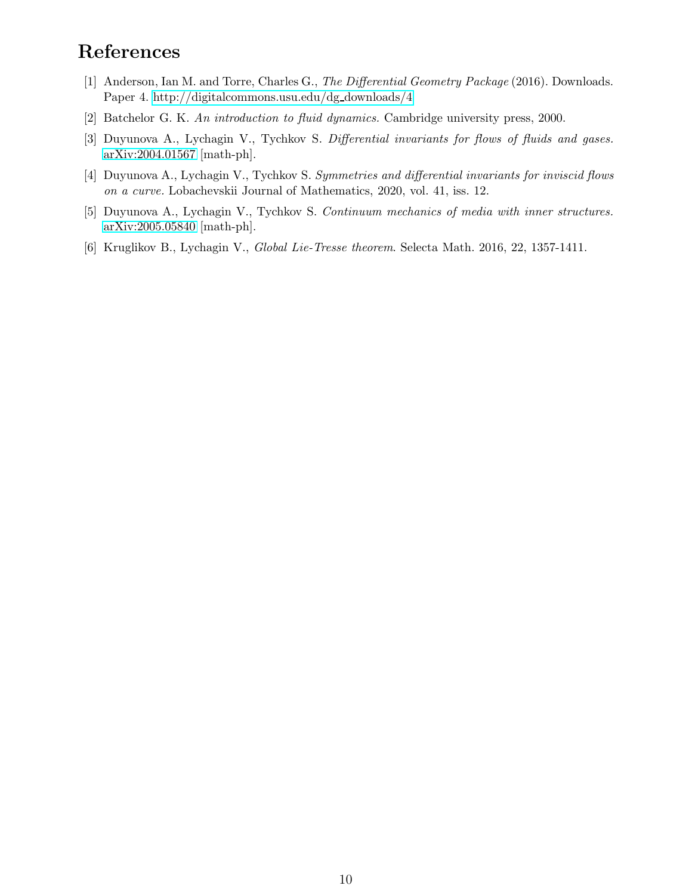# References

[1] Anderson, Ian M. and Torre, Charles G., *The Differential Geometry Package* (2016). Downloads. Paper 4. http://digitalcommons.usu.edu/dg_downloads/4

[2] Batchelor G. K. *An introduction to fluid dynamics.* Cambridge university press, 2000.

[3] Duyunova A., Lychagin V., Tychkov S. *Differential invariants for flows of fluids and gases.* arXiv:2004.01567 [math-ph].

[4] Duyunova A., Lychagin V., Tychkov S. *Symmetries and differential invariants for inviscid flows on a curve.* Lobachevskii Journal of Mathematics, 2020, vol. 41, iss. 12.

[5] Duyunova A., Lychagin V., Tychkov S. *Continuum mechanics of media with inner structures.* arXiv:2005.05840 [math-ph].

[6] Kruglikov B., Lychagin V., *Global Lie-Tresse theorem*. Selecta Math. 2016, 22, 1357-1411.